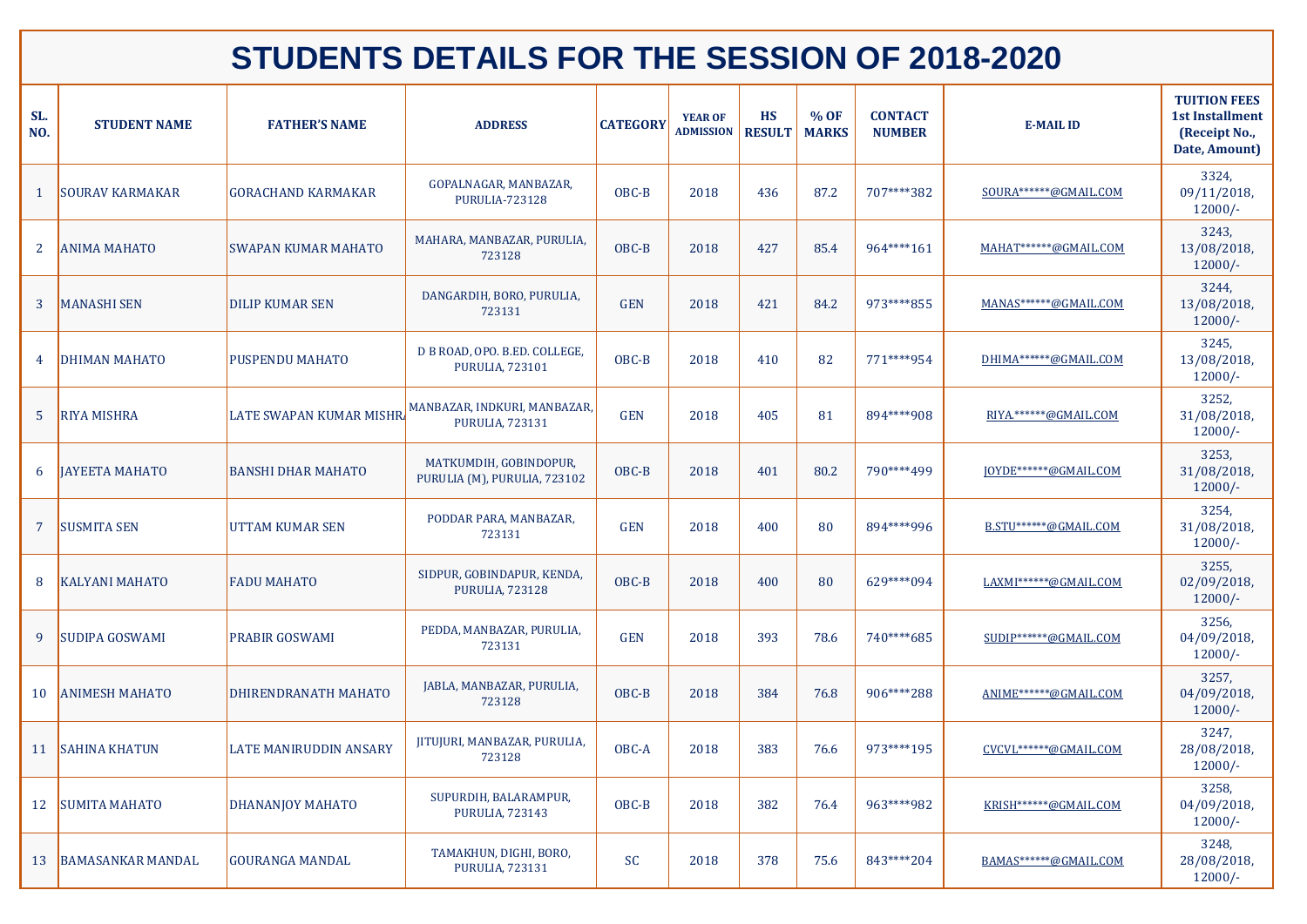# STUDENTS DETAILS FOR THE SESSION OF 2018-2020

| SL. NO. | STUDENT NAME | FATHER'S NAME | ADDRESS | CATEGORY | YEAR OF ADMISSION | HS RESULT | % OF MARKS | CONTACT NUMBER | E-MAIL ID | TUITION FEES 1st Installment (Receipt No., Date, Amount) |
|---|---|---|---|---|---|---|---|---|---|---|
| 1 | SOURAV KARMAKAR | GORACHAND KARMAKAR | GOPALNAGAR, MANBAZAR, PURULIA-723128 | OBC-B | 2018 | 436 | 87.2 | 707****382 | SOURA******@GMAIL.COM | 3324, 09/11/2018, 12000/- |
| 2 | ANIMA MAHATO | SWAPAN KUMAR MAHATO | MAHARA, MANBAZAR, PURULIA, 723128 | OBC-B | 2018 | 427 | 85.4 | 964****161 | MAHAT******@GMAIL.COM | 3243, 13/08/2018, 12000/- |
| 3 | MANASHI SEN | DILIP KUMAR SEN | DANGARDIH, BORO, PURULIA, 723131 | GEN | 2018 | 421 | 84.2 | 973****855 | MANAS******@GMAIL.COM | 3244, 13/08/2018, 12000/- |
| 4 | DHIMAN MAHATO | PUSPENDU MAHATO | D B ROAD, OPO. B.ED. COLLEGE, PURULIA, 723101 | OBC-B | 2018 | 410 | 82 | 771****954 | DHIMA******@GMAIL.COM | 3245, 13/08/2018, 12000/- |
| 5 | RIYA MISHRA | LATE SWAPAN KUMAR MISHRA | MANBAZAR, INDKURI, MANBAZAR, PURULIA, 723131 | GEN | 2018 | 405 | 81 | 894****908 | RIYA.******@GMAIL.COM | 3252, 31/08/2018, 12000/- |
| 6 | JAYEETA MAHATO | BANSHI DHAR MAHATO | MATKUMDIH, GOBINDOPUR, PURULIA (M), PURULIA, 723102 | OBC-B | 2018 | 401 | 80.2 | 790****499 | JOYDE******@GMAIL.COM | 3253, 31/08/2018, 12000/- |
| 7 | SUSMITA SEN | UTTAM KUMAR SEN | PODDAR PARA, MANBAZAR, 723131 | GEN | 2018 | 400 | 80 | 894****996 | B.STU******@GMAIL.COM | 3254, 31/08/2018, 12000/- |
| 8 | KALYANI MAHATO | FADU MAHATO | SIDPUR, GOBINDAPUR, KENDA, PURULIA, 723128 | OBC-B | 2018 | 400 | 80 | 629****094 | LAXMI******@GMAIL.COM | 3255, 02/09/2018, 12000/- |
| 9 | SUDIPA GOSWAMI | PRABIR GOSWAMI | PEDDA, MANBAZAR, PURULIA, 723131 | GEN | 2018 | 393 | 78.6 | 740****685 | SUDIP******@GMAIL.COM | 3256, 04/09/2018, 12000/- |
| 10 | ANIMESH MAHATO | DHIRENDRANATH MAHATO | JABLA, MANBAZAR, PURULIA, 723128 | OBC-B | 2018 | 384 | 76.8 | 906****288 | ANIME******@GMAIL.COM | 3257, 04/09/2018, 12000/- |
| 11 | SAHINA KHATUN | LATE MANIRUDDIN ANSARY | JITUJURI, MANBAZAR, PURULIA, 723128 | OBC-A | 2018 | 383 | 76.6 | 973****195 | CVCVL******@GMAIL.COM | 3247, 28/08/2018, 12000/- |
| 12 | SUMITA MAHATO | DHANANJOY MAHATO | SUPURDIH, BALARAMPUR, PURULIA, 723143 | OBC-B | 2018 | 382 | 76.4 | 963****982 | KRISH******@GMAIL.COM | 3258, 04/09/2018, 12000/- |
| 13 | BAMASANKAR MANDAL | GOURANGA MANDAL | TAMAKHUN, DIGHI, BORO, PURULIA, 723131 | SC | 2018 | 378 | 75.6 | 843****204 | BAMAS******@GMAIL.COM | 3248, 28/08/2018, 12000/- |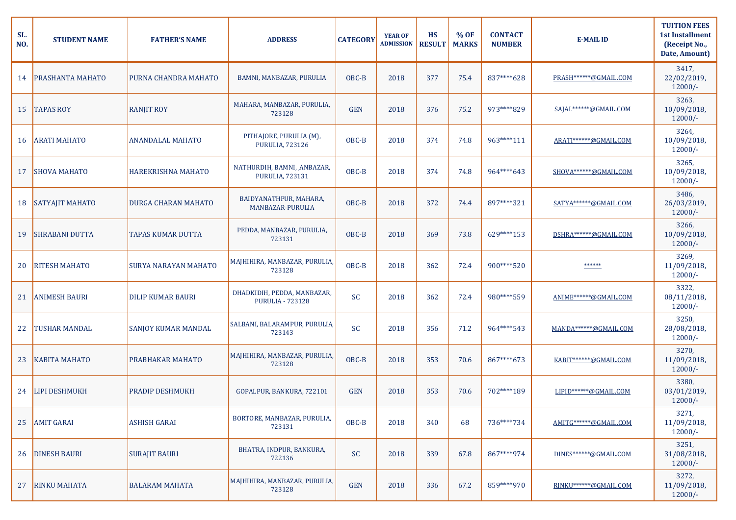| SL. NO. | STUDENT NAME | FATHER'S NAME | ADDRESS | CATEGORY | YEAR OF ADMISSION | HS RESULT | % OF MARKS | CONTACT NUMBER | E-MAIL ID | TUITION FEES 1st Installment (Receipt No., Date, Amount) |
|---|---|---|---|---|---|---|---|---|---|---|
| 14 | PRASHANTA MAHATO | PURNA CHANDRA MAHATO | BAMNI, MANBAZAR, PURULIA | OBC-B | 2018 | 377 | 75.4 | 837****628 | PRASH******@GMAIL.COM | 3417, 22/02/2019, 12000/- |
| 15 | TAPAS ROY | RANJIT ROY | MAHARA, MANBAZAR, PURULIA, 723128 | GEN | 2018 | 376 | 75.2 | 973****829 | SAJAL******@GMAIL.COM | 3263, 10/09/2018, 12000/- |
| 16 | ARATI MAHATO | ANANDALAL MAHATO | PITHAJORE, PURULIA (M), PURULIA, 723126 | OBC-B | 2018 | 374 | 74.8 | 963****111 | ARATI******@GMAIL.COM | 3264, 10/09/2018, 12000/- |
| 17 | SHOVA MAHATO | HAREKRISHNA MAHATO | NATHURDIH, BAMNI, ,ANBAZAR, PURULIA, 723131 | OBC-B | 2018 | 374 | 74.8 | 964****643 | SHOVA******@GMAIL.COM | 3265, 10/09/2018, 12000/- |
| 18 | SATYAJIT MAHATO | DURGA CHARAN MAHATO | BAIDYANATHPUR, MAHARA, MANBAZAR-PURULIA | OBC-B | 2018 | 372 | 74.4 | 897****321 | SATYA******@GMAIL.COM | 3486, 26/03/2019, 12000/- |
| 19 | SHRABANI DUTTA | TAPAS KUMAR DUTTA | PEDDA, MANBAZAR, PURULIA, 723131 | OBC-B | 2018 | 369 | 73.8 | 629****153 | DSHRA******@GMAIL.COM | 3266, 10/09/2018, 12000/- |
| 20 | RITESH MAHATO | SURYA NARAYAN MAHATO | MAJHIHIRA, MANBAZAR, PURULIA, 723128 | OBC-B | 2018 | 362 | 72.4 | 900****520 | ****** | 3269, 11/09/2018, 12000/- |
| 21 | ANIMESH BAURI | DILIP KUMAR BAURI | DHADKIDIH, PEDDA, MANBAZAR, PURULIA - 723128 | SC | 2018 | 362 | 72.4 | 980****559 | ANIME******@GMAIL.COM | 3322, 08/11/2018, 12000/- |
| 22 | TUSHAR MANDAL | SANJOY KUMAR MANDAL | SALBANI, BALARAMPUR, PURULIA, 723143 | SC | 2018 | 356 | 71.2 | 964****543 | MANDA******@GMAIL.COM | 3250, 28/08/2018, 12000/- |
| 23 | KABITA MAHATO | PRABHAKAR MAHATO | MAJHIHIRA, MANBAZAR, PURULIA, 723128 | OBC-B | 2018 | 353 | 70.6 | 867****673 | KABIT******@GMAIL.COM | 3270, 11/09/2018, 12000/- |
| 24 | LIPI DESHMUKH | PRADIP DESHMUKH | GOPALPUR, BANKURA, 722101 | GEN | 2018 | 353 | 70.6 | 702****189 | LIPID******@GMAIL.COM | 3380, 03/01/2019, 12000/- |
| 25 | AMIT GARAI | ASHISH GARAI | BORTORE, MANBAZAR, PURULIA, 723131 | OBC-B | 2018 | 340 | 68 | 736****734 | AMITG******@GMAIL.COM | 3271, 11/09/2018, 12000/- |
| 26 | DINESH BAURI | SURAJIT BAURI | BHATRA, INDPUR, BANKURA, 722136 | SC | 2018 | 339 | 67.8 | 867****974 | DINES******@GMAIL.COM | 3251, 31/08/2018, 12000/- |
| 27 | RINKU MAHATA | BALARAM MAHATA | MAJHIHIRA, MANBAZAR, PURULIA, 723128 | GEN | 2018 | 336 | 67.2 | 859****970 | RINKU******@GMAIL.COM | 3272, 11/09/2018, 12000/- |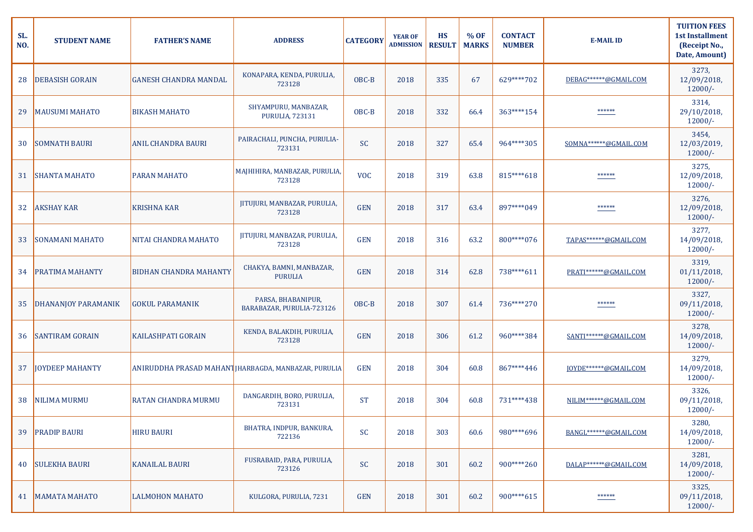| SL. NO. | STUDENT NAME | FATHER'S NAME | ADDRESS | CATEGORY | YEAR OF ADMISSION | HS RESULT | % OF MARKS | CONTACT NUMBER | E-MAIL ID | TUITION FEES 1st Installment (Receipt No., Date, Amount) |
|---|---|---|---|---|---|---|---|---|---|---|
| 28 | DEBASISH GORAIN | GANESH CHANDRA MANDAL | KONAPARA, KENDA, PURULIA, 723128 | OBC-B | 2018 | 335 | 67 | 629****702 | DEBAG******@GMAIL.COM | 3273, 12/09/2018, 12000/- |
| 29 | MAUSUMI MAHATO | BIKASH MAHATO | SHYAMPURU, MANBAZAR, PURULIA, 723131 | OBC-B | 2018 | 332 | 66.4 | 363****154 | ****** | 3314, 29/10/2018, 12000/- |
| 30 | SOMNATH BAURI | ANIL CHANDRA BAURI | PAIRACHALI, PUNCHA, PURULIA-723131 | SC | 2018 | 327 | 65.4 | 964****305 | SOMNA******@GMAIL.COM | 3454, 12/03/2019, 12000/- |
| 31 | SHANTA MAHATO | PARAN MAHATO | MAJHIHIRA, MANBAZAR, PURULIA, 723128 | VOC | 2018 | 319 | 63.8 | 815****618 | ****** | 3275, 12/09/2018, 12000/- |
| 32 | AKSHAY KAR | KRISHNA KAR | JITUJURI, MANBAZAR, PURULIA, 723128 | GEN | 2018 | 317 | 63.4 | 897****049 | ****** | 3276, 12/09/2018, 12000/- |
| 33 | SONAMANI MAHATO | NITAI CHANDRA MAHATO | JITUJURI, MANBAZAR, PURULIA, 723128 | GEN | 2018 | 316 | 63.2 | 800****076 | TAPAS******@GMAIL.COM | 3277, 14/09/2018, 12000/- |
| 34 | PRATIMA MAHANTY | BIDHAN CHANDRA MAHANTY | CHAKYA, BAMNI, MANBAZAR, PURULIA | GEN | 2018 | 314 | 62.8 | 738****611 | PRATI******@GMAIL.COM | 3319, 01/11/2018, 12000/- |
| 35 | DHANANJOY PARAMANIK | GOKUL PARAMANIK | PARSA, BHABANIPUR, BARABAZAR, PURULIA-723126 | OBC-B | 2018 | 307 | 61.4 | 736****270 | ****** | 3327, 09/11/2018, 12000/- |
| 36 | SANTIRAM GORAIN | KAILASHPATI GORAIN | KENDA, BALAKDIH, PURULIA, 723128 | GEN | 2018 | 306 | 61.2 | 960****384 | SANTI******@GMAIL.COM | 3278, 14/09/2018, 12000/- |
| 37 | JOYDEEP MAHANTY | ANIRUDDHA PRASAD MAHANT | JHARBAGDA, MANBAZAR, PURULIA | GEN | 2018 | 304 | 60.8 | 867****446 | JOYDE******@GMAIL.COM | 3279, 14/09/2018, 12000/- |
| 38 | NILIMA MURMU | RATAN CHANDRA MURMU | DANGARDIH, BORO, PURULIA, 723131 | ST | 2018 | 304 | 60.8 | 731****438 | NILIM******@GMAIL.COM | 3326, 09/11/2018, 12000/- |
| 39 | PRADIP BAURI | HIRU BAURI | BHATRA, INDPUR, BANKURA, 722136 | SC | 2018 | 303 | 60.6 | 980****696 | BANGL******@GMAIL.COM | 3280, 14/09/2018, 12000/- |
| 40 | SULEKHA BAURI | KANAILAL BAURI | FUSRABAID, PARA, PURULIA, 723126 | SC | 2018 | 301 | 60.2 | 900****260 | DALAP******@GMAIL.COM | 3281, 14/09/2018, 12000/- |
| 41 | MAMATA MAHATO | LALMOHON MAHATO | KULGORA, PURULIA, 7231 | GEN | 2018 | 301 | 60.2 | 900****615 | ****** | 3325, 09/11/2018, 12000/- |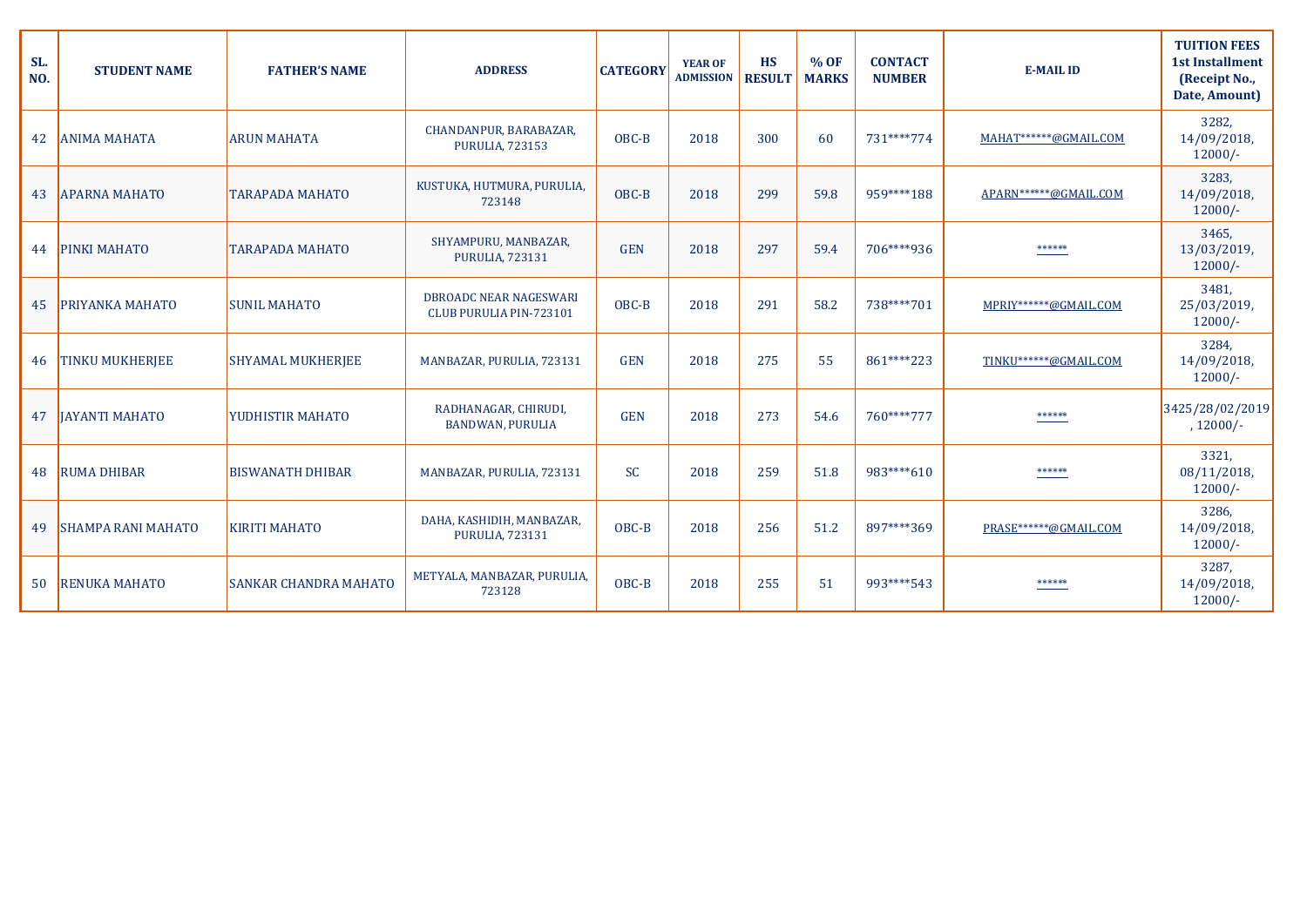| SL. NO. | STUDENT NAME | FATHER'S NAME | ADDRESS | CATEGORY | YEAR OF ADMISSION | HS RESULT | % OF MARKS | CONTACT NUMBER | E-MAIL ID | TUITION FEES 1st Installment (Receipt No., Date, Amount) |
|---|---|---|---|---|---|---|---|---|---|---|
| 42 | ANIMA MAHATA | ARUN MAHATA | CHANDANPUR, BARABAZAR, PURULIA, 723153 | OBC-B | 2018 | 300 | 60 | 731****774 | MAHAT******@GMAIL.COM | 3282, 14/09/2018, 12000/- |
| 43 | APARNA MAHATO | TARAPADA MAHATO | KUSTUKA, HUTMURA, PURULIA, 723148 | OBC-B | 2018 | 299 | 59.8 | 959****188 | APARN******@GMAIL.COM | 3283, 14/09/2018, 12000/- |
| 44 | PINKI MAHATO | TARAPADA MAHATO | SHYAMPURU, MANBAZAR, PURULIA, 723131 | GEN | 2018 | 297 | 59.4 | 706****936 | ****** | 3465, 13/03/2019, 12000/- |
| 45 | PRIYANKA MAHATO | SUNIL MAHATO | DBROADC NEAR NAGESWARI CLUB PURULIA PIN-723101 | OBC-B | 2018 | 291 | 58.2 | 738****701 | MPRIY******@GMAIL.COM | 3481, 25/03/2019, 12000/- |
| 46 | TINKU MUKHERJEE | SHYAMAL MUKHERJEE | MANBAZAR, PURULIA, 723131 | GEN | 2018 | 275 | 55 | 861****223 | TINKU******@GMAIL.COM | 3284, 14/09/2018, 12000/- |
| 47 | JAYANTI MAHATO | YUDHISTIR MAHATO | RADHANAGAR, CHIRUDI, BANDWAN, PURULIA | GEN | 2018 | 273 | 54.6 | 760****777 | ****** | 3425/28/02/2019, 12000/- |
| 48 | RUMA DHIBAR | BISWANATH DHIBAR | MANBAZAR, PURULIA, 723131 | SC | 2018 | 259 | 51.8 | 983****610 | ****** | 3321, 08/11/2018, 12000/- |
| 49 | SHAMPA RANI MAHATO | KIRITI MAHATO | DAHA, KASHIDIH, MANBAZAR, PURULIA, 723131 | OBC-B | 2018 | 256 | 51.2 | 897****369 | PRASE******@GMAIL.COM | 3286, 14/09/2018, 12000/- |
| 50 | RENUKA MAHATO | SANKAR CHANDRA MAHATO | METYALA, MANBAZAR, PURULIA, 723128 | OBC-B | 2018 | 255 | 51 | 993****543 | ****** | 3287, 14/09/2018, 12000/- |